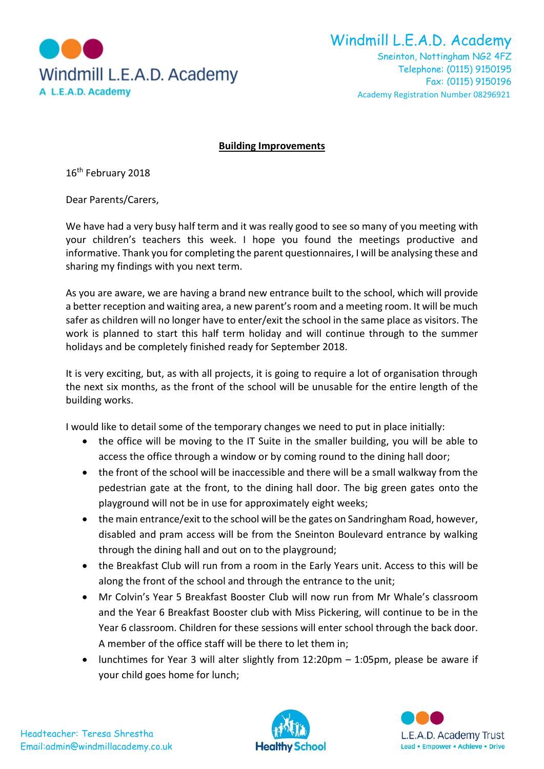Windmill L.E.A.D. Academy
A L.E.A.D. Academy

Windmill L.E.A.D. Academy
Sneinton, Nottingham NG2 4FZ
Telephone: (0115) 9150195
Fax: (0115) 9150196
Academy Registration Number 08296921

## Building Improvements

16th February 2018

Dear Parents/Carers,

We have had a very busy half term and it was really good to see so many of you meeting with your children's teachers this week. I hope you found the meetings productive and informative. Thank you for completing the parent questionnaires, I will be analysing these and sharing my findings with you next term.

As you are aware, we are having a brand new entrance built to the school, which will provide a better reception and waiting area, a new parent's room and a meeting room. It will be much safer as children will no longer have to enter/exit the school in the same place as visitors. The work is planned to start this half term holiday and will continue through to the summer holidays and be completely finished ready for September 2018.

It is very exciting, but, as with all projects, it is going to require a lot of organisation through the next six months, as the front of the school will be unusable for the entire length of the building works.

I would like to detail some of the temporary changes we need to put in place initially:

- the office will be moving to the IT Suite in the smaller building, you will be able to access the office through a window or by coming round to the dining hall door;
- the front of the school will be inaccessible and there will be a small walkway from the pedestrian gate at the front, to the dining hall door. The big green gates onto the playground will not be in use for approximately eight weeks;
- the main entrance/exit to the school will be the gates on Sandringham Road, however, disabled and pram access will be from the Sneinton Boulevard entrance by walking through the dining hall and out on to the playground;
- the Breakfast Club will run from a room in the Early Years unit. Access to this will be along the front of the school and through the entrance to the unit;
- Mr Colvin's Year 5 Breakfast Booster Club will now run from Mr Whale's classroom and the Year 6 Breakfast Booster club with Miss Pickering, will continue to be in the Year 6 classroom. Children for these sessions will enter school through the back door. A member of the office staff will be there to let them in;
- lunchtimes for Year 3 will alter slightly from 12:20pm – 1:05pm, please be aware if your child goes home for lunch;

Headteacher: Teresa Shrestha
Email:admin@windmillacademy.co.uk

Healthy School

L.E.A.D. Academy Trust
Lead • Empower • Achieve • Drive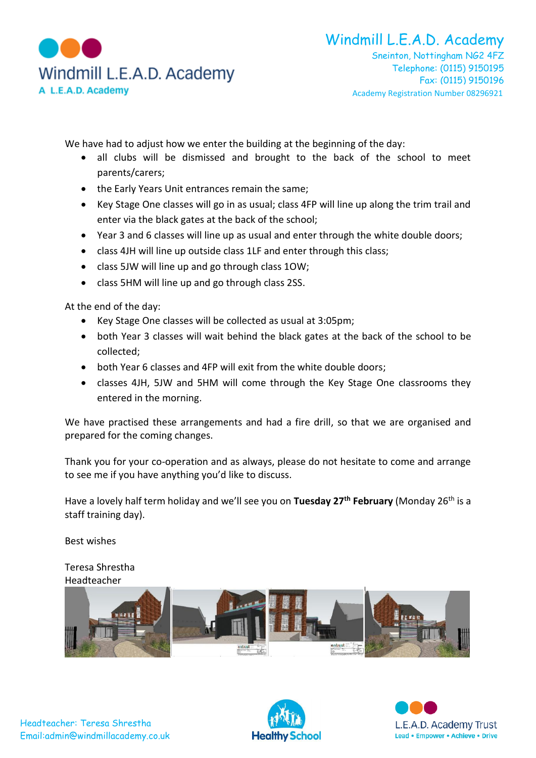We have had to adjust how we enter the building at the beginning of the day:

- all clubs will be dismissed and brought to the back of the school to meet parents/carers;
- the Early Years Unit entrances remain the same;
- Key Stage One classes will go in as usual; class 4FP will line up along the trim trail and enter via the black gates at the back of the school;
- Year 3 and 6 classes will line up as usual and enter through the white double doors;
- class 4JH will line up outside class 1LF and enter through this class;
- class 5JW will line up and go through class 1OW;
- class 5HM will line up and go through class 2SS.

At the end of the day:

- Key Stage One classes will be collected as usual at 3:05pm;
- both Year 3 classes will wait behind the black gates at the back of the school to be collected;
- both Year 6 classes and 4FP will exit from the white double doors;
- classes 4JH, 5JW and 5HM will come through the Key Stage One classrooms they entered in the morning.

We have practised these arrangements and had a fire drill, so that we are organised and prepared for the coming changes.

Thank you for your co-operation and as always, please do not hesitate to come and arrange to see me if you have anything you'd like to discuss.

Have a lovely half term holiday and we'll see you on **Tuesday 27th February** (Monday 26th is a staff training day).

Best wishes

Teresa Shrestha
Headteacher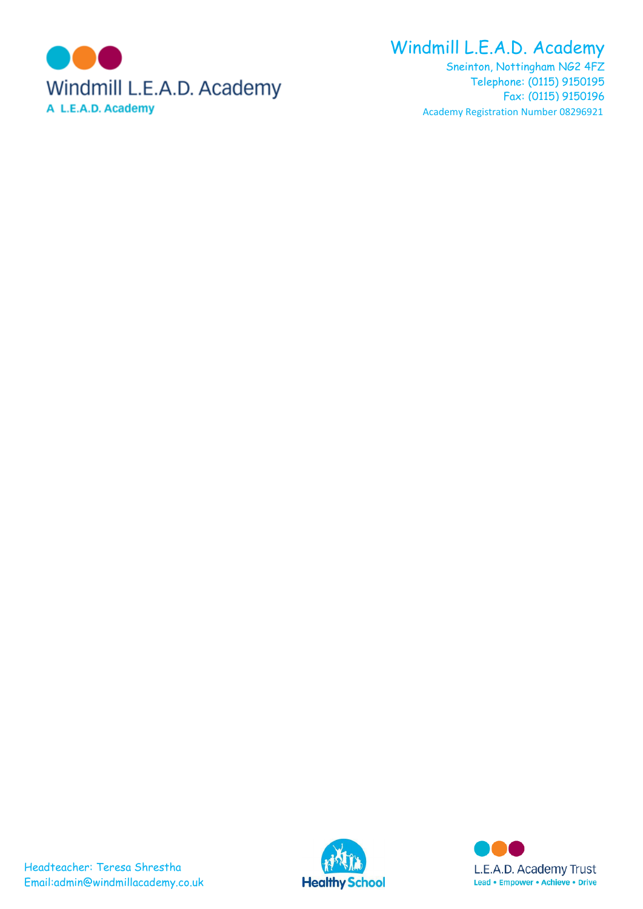Windmill L.E.A.D. Academy

A L.E.A.D. Academy

Windmill L.E.A.D. Academy

Sneinton, Nottingham NG2 4FZ

Telephone: (0115) 9150195

Fax: (0115) 9150196

Academy Registration Number 08296921

Headteacher: Teresa Shrestha

Email:admin@windmillacademy.co.uk

Healthy School

L.E.A.D. Academy Trust

Lead • Empower • Achieve • Drive